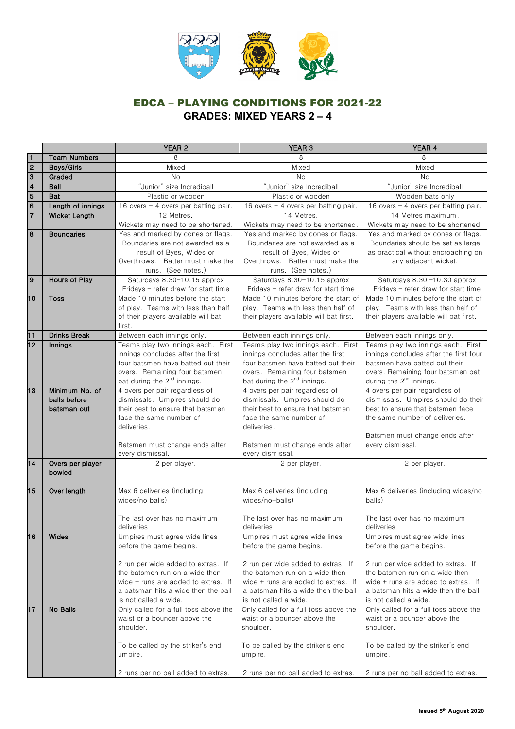# EDCA – PLAYING CONDITIONS FOR 2021-22

## GRADES: MIXED YEARS 2 – 4

| | | YEAR 2 | YEAR 3 | YEAR 4 |
|---|---|---|---|---|
| 1 | **Team Numbers** | 8 | 8 | 8 |
| 2 | **Boys/Girls** | Mixed | Mixed | Mixed |
| 3 | **Graded** | No | No | No |
| 4 | **Ball** | "Junior" size Incrediball | "Junior" size Incrediball | "Junior" size Incrediball |
| 5 | **Bat** | Plastic or wooden | Plastic or wooden | Wooden bats only |
| 6 | **Length of innings** | 16 overs – 4 overs per batting pair. | 16 overs – 4 overs per batting pair. | 16 overs – 4 overs per batting pair. |
| 7 | **Wicket Length** | 12 Metres. Wickets may need to be shortened. | 14 Metres. Wickets may need to be shortened. | 14 Metres maximum. Wickets may need to be shortened. |
| 8 | **Boundaries** | Yes and marked by cones or flags. Boundaries are not awarded as a result of Byes, Wides or Overthrows. Batter must make the runs. (See notes.) | Yes and marked by cones or flags. Boundaries are not awarded as a result of Byes, Wides or Overthrows. Batter must make the runs. (See notes.) | Yes and marked by cones or flags. Boundaries should be set as large as practical without encroaching on any adjacent wicket. |
| 9 | **Hours of Play** | Saturdays 8.30–10.15 approx<br>Fridays – refer draw for start time | Saturdays 8.30–10.15 approx<br>Fridays – refer draw for start time | Saturdays 8.30 –10.30 approx<br>Fridays – refer draw for start time |
| 10 | **Toss** | Made 10 minutes before the start of play. Teams with less than half of their players available will bat first. | Made 10 minutes before the start of play. Teams with less than half of their players available will bat first. | Made 10 minutes before the start of play. Teams with less than half of their players available will bat first. |
| 11 | **Drinks Break** | Between each innings only. | Between each innings only. | Between each innings only. |
| 12 | **Innings** | Teams play two innings each. First innings concludes after the first four batsmen have batted out their overs. Remaining four batsmen bat during the 2nd innings. | Teams play two innings each. First innings concludes after the first four batsmen have batted out their overs. Remaining four batsmen bat during the 2nd innings. | Teams play two innings each. First innings concludes after the first four batsmen have batted out their overs. Remaining four batsmen bat during the 2nd innings. |
| 13 | **Minimum No. of balls before batsman out** | 4 overs per pair regardless of dismissals. Umpires should do their best to ensure that batsmen face the same number of deliveries.<br><br>Batsmen must change ends after every dismissal. | 4 overs per pair regardless of dismissals. Umpires should do their best to ensure that batsmen face the same number of deliveries.<br><br>Batsmen must change ends after every dismissal. | 4 overs per pair regardless of dismissals. Umpires should do their best to ensure that batsmen face the same number of deliveries.<br><br>Batsmen must change ends after every dismissal. |
| 14 | **Overs per player bowled** | 2 per player. | 2 per player. | 2 per player. |
| 15 | **Over length** | Max 6 deliveries (including wides/no balls)<br><br>The last over has no maximum deliveries | Max 6 deliveries (including wides/no-balls)<br><br>The last over has no maximum deliveries | Max 6 deliveries (including wides/no balls)<br><br>The last over has no maximum deliveries |
| 16 | **Wides** | Umpires must agree wide lines before the game begins.<br><br>2 run per wide added to extras. If the batsmen run on a wide then wide + runs are added to extras. If a batsman hits a wide then the ball is not called a wide. | Umpires must agree wide lines before the game begins.<br><br>2 run per wide added to extras. If the batsmen run on a wide then wide + runs are added to extras. If a batsman hits a wide then the ball is not called a wide. | Umpires must agree wide lines before the game begins.<br><br>2 run per wide added to extras. If the batsmen run on a wide then wide + runs are added to extras. If a batsman hits a wide then the ball is not called a wide. |
| 17 | **No Balls** | Only called for a full toss above the waist or a bouncer above the shoulder.<br><br>To be called by the striker's end umpire.<br><br>2 runs per no ball added to extras. | Only called for a full toss above the waist or a bouncer above the shoulder.<br><br>To be called by the striker's end umpire.<br><br>2 runs per no ball added to extras. | Only called for a full toss above the waist or a bouncer above the shoulder.<br><br>To be called by the striker's end umpire.<br><br>2 runs per no ball added to extras. |

**Issued 5th August 2020**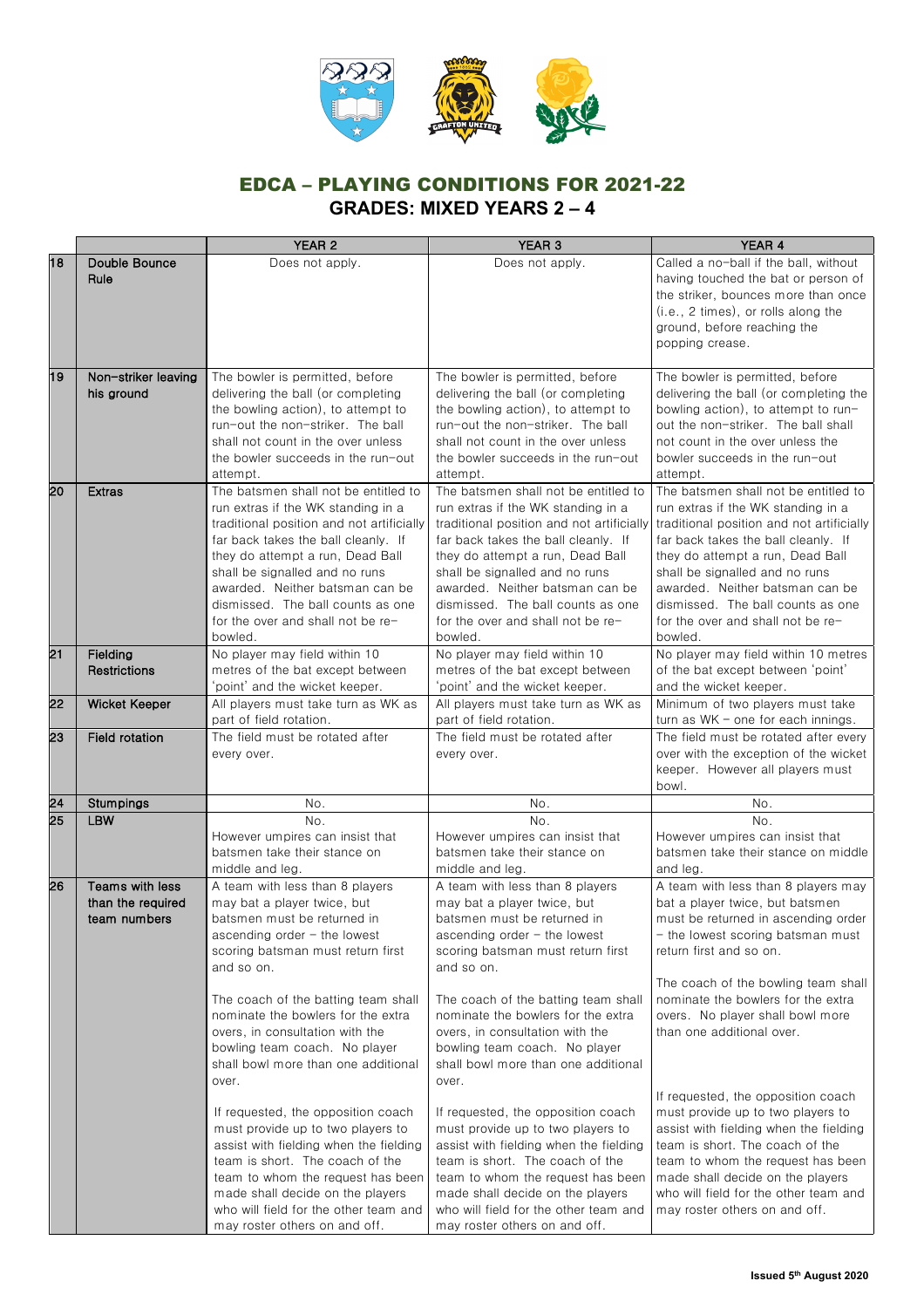## EDCA – PLAYING CONDITIONS FOR 2021-22

### GRADES: MIXED YEARS 2 – 4

| | | YEAR 2 | YEAR 3 | YEAR 4 |
|---|---|---|---|---|
| 18 | **Double Bounce Rule** | Does not apply. | Does not apply. | Called a no-ball if the ball, without having touched the bat or person of the striker, bounces more than once (i.e., 2 times), or rolls along the ground, before reaching the popping crease. |
| 19 | **Non-striker leaving his ground** | The bowler is permitted, before delivering the ball (or completing the bowling action), to attempt to run-out the non-striker. The ball shall not count in the over unless the bowler succeeds in the run-out attempt. | The bowler is permitted, before delivering the ball (or completing the bowling action), to attempt to run-out the non-striker. The ball shall not count in the over unless the bowler succeeds in the run-out attempt. | The bowler is permitted, before delivering the ball (or completing the bowling action), to attempt to run-out the non-striker. The ball shall not count in the over unless the bowler succeeds in the run-out attempt. |
| 20 | **Extras** | The batsmen shall not be entitled to run extras if the WK standing in a traditional position and not artificially far back takes the ball cleanly. If they do attempt a run, Dead Ball shall be signalled and no runs awarded. Neither batsman can be dismissed. The ball counts as one for the over and shall not be re-bowled. | The batsmen shall not be entitled to run extras if the WK standing in a traditional position and not artificially far back takes the ball cleanly. If they do attempt a run, Dead Ball shall be signalled and no runs awarded. Neither batsman can be dismissed. The ball counts as one for the over and shall not be re-bowled. | The batsmen shall not be entitled to run extras if the WK standing in a traditional position and not artificially far back takes the ball cleanly. If they do attempt a run, Dead Ball shall be signalled and no runs awarded. Neither batsman can be dismissed. The ball counts as one for the over and shall not be re-bowled. |
| 21 | **Fielding Restrictions** | No player may field within 10 metres of the bat except between 'point' and the wicket keeper. | No player may field within 10 metres of the bat except between 'point' and the wicket keeper. | No player may field within 10 metres of the bat except between 'point' and the wicket keeper. |
| 22 | **Wicket Keeper** | All players must take turn as WK as part of field rotation. | All players must take turn as WK as part of field rotation. | Minimum of two players must take turn as WK – one for each innings. |
| 23 | **Field rotation** | The field must be rotated after every over. | The field must be rotated after every over. | The field must be rotated after every over with the exception of the wicket keeper. However all players must bowl. |
| 24 | **Stumpings** | No. | No. | No. |
| 25 | **LBW** | No. However umpires can insist that batsmen take their stance on middle and leg. | No. However umpires can insist that batsmen take their stance on middle and leg. | No. However umpires can insist that batsmen take their stance on middle and leg. |
| 26 | **Teams with less than the required team numbers** | A team with less than 8 players may bat a player twice, but batsmen must be returned in ascending order – the lowest scoring batsman must return first and so on.<br><br>The coach of the batting team shall nominate the bowlers for the extra overs, in consultation with the bowling team coach. No player shall bowl more than one additional over.<br><br>If requested, the opposition coach must provide up to two players to assist with fielding when the fielding team is short. The coach of the team to whom the request has been made shall decide on the players who will field for the other team and may roster others on and off. | A team with less than 8 players may bat a player twice, but batsmen must be returned in ascending order – the lowest scoring batsman must return first and so on.<br><br>The coach of the batting team shall nominate the bowlers for the extra overs, in consultation with the bowling team coach. No player shall bowl more than one additional over.<br><br>If requested, the opposition coach must provide up to two players to assist with fielding when the fielding team is short. The coach of the team to whom the request has been made shall decide on the players who will field for the other team and may roster others on and off. | A team with less than 8 players may bat a player twice, but batsmen must be returned in ascending order – the lowest scoring batsman must return first and so on.<br><br>The coach of the bowling team shall nominate the bowlers for the extra overs. No player shall bowl more than one additional over.<br><br>If requested, the opposition coach must provide up to two players to assist with fielding when the fielding team is short. The coach of the team to whom the request has been made shall decide on the players who will field for the other team and may roster others on and off. |

**Issued 5th August 2020**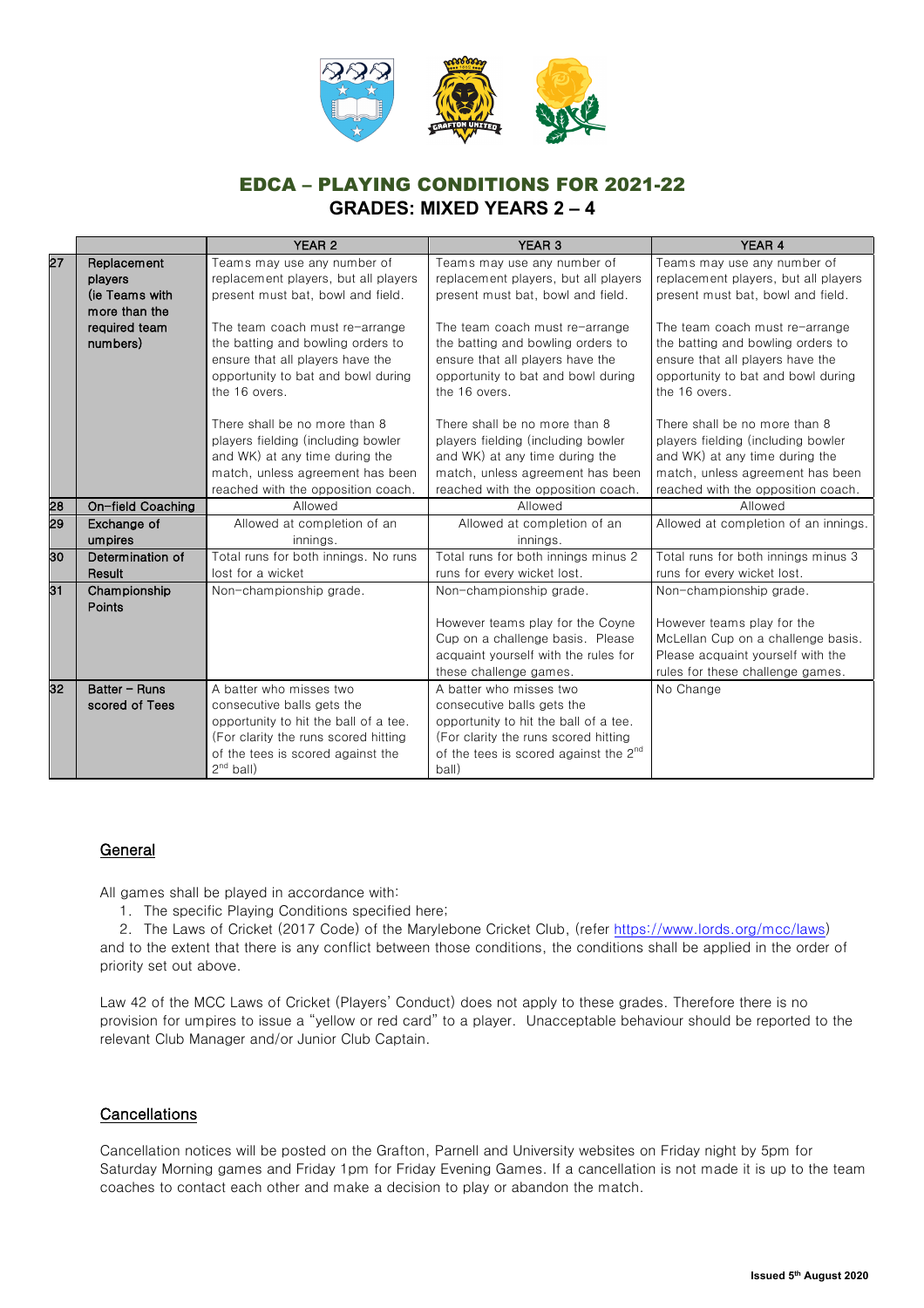## EDCA – PLAYING CONDITIONS FOR 2021-22

### GRADES: MIXED YEARS 2 – 4

| | | YEAR 2 | YEAR 3 | YEAR 4 |
|---|---|---|---|---|
| 27 | Replacement players (ie Teams with more than the required team numbers) | Teams may use any number of replacement players, but all players present must bat, bowl and field. The team coach must re-arrange the batting and bowling orders to ensure that all players have the opportunity to bat and bowl during the 16 overs. There shall be no more than 8 players fielding (including bowler and WK) at any time during the match, unless agreement has been reached with the opposition coach. | Teams may use any number of replacement players, but all players present must bat, bowl and field. The team coach must re-arrange the batting and bowling orders to ensure that all players have the opportunity to bat and bowl during the 16 overs. There shall be no more than 8 players fielding (including bowler and WK) at any time during the match, unless agreement has been reached with the opposition coach. | Teams may use any number of replacement players, but all players present must bat, bowl and field. The team coach must re-arrange the batting and bowling orders to ensure that all players have the opportunity to bat and bowl during the 16 overs. There shall be no more than 8 players fielding (including bowler and WK) at any time during the match, unless agreement has been reached with the opposition coach. |
| 28 | On-field Coaching | Allowed | Allowed | Allowed |
| 29 | Exchange of umpires | Allowed at completion of an innings. | Allowed at completion of an innings. | Allowed at completion of an innings. |
| 30 | Determination of Result | Total runs for both innings. No runs lost for a wicket | Total runs for both innings minus 2 runs for every wicket lost. | Total runs for both innings minus 3 runs for every wicket lost. |
| 31 | Championship Points | Non-championship grade. | Non-championship grade. However teams play for the Coyne Cup on a challenge basis. Please acquaint yourself with the rules for these challenge games. | Non-championship grade. However teams play for the McLellan Cup on a challenge basis. Please acquaint yourself with the rules for these challenge games. |
| 32 | Batter – Runs scored of Tees | A batter who misses two consecutive balls gets the opportunity to hit the ball of a tee. (For clarity the runs scored hitting of the tees is scored against the 2nd ball) | A batter who misses two consecutive balls gets the opportunity to hit the ball of a tee. (For clarity the runs scored hitting of the tees is scored against the 2nd ball) | No Change |

### General

All games shall be played in accordance with:

1. The specific Playing Conditions specified here;
2. The Laws of Cricket (2017 Code) of the Marylebone Cricket Club, (refer https://www.lords.org/mcc/laws)

and to the extent that there is any conflict between those conditions, the conditions shall be applied in the order of priority set out above.

Law 42 of the MCC Laws of Cricket (Players' Conduct) does not apply to these grades. Therefore there is no provision for umpires to issue a "yellow or red card" to a player. Unacceptable behaviour should be reported to the relevant Club Manager and/or Junior Club Captain.

### Cancellations

Cancellation notices will be posted on the Grafton, Parnell and University websites on Friday night by 5pm for Saturday Morning games and Friday 1pm for Friday Evening Games. If a cancellation is not made it is up to the team coaches to contact each other and make a decision to play or abandon the match.

**Issued 5th August 2020**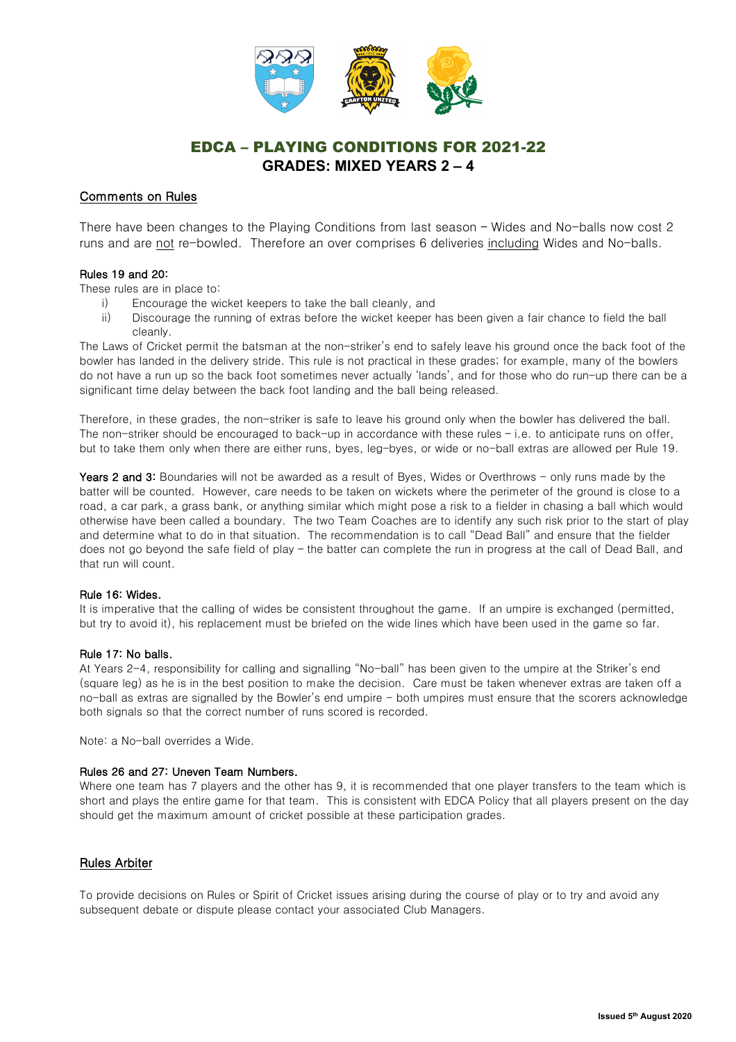# EDCA – PLAYING CONDITIONS FOR 2021-22

## GRADES: MIXED YEARS 2 – 4

### Comments on Rules

There have been changes to the Playing Conditions from last season – Wides and No-balls now cost 2 runs and are not re-bowled. Therefore an over comprises 6 deliveries including Wides and No-balls.

**Rules 19 and 20:**

These rules are in place to:

i) Encourage the wicket keepers to take the ball cleanly, and
ii) Discourage the running of extras before the wicket keeper has been given a fair chance to field the ball cleanly.

The Laws of Cricket permit the batsman at the non-striker's end to safely leave his ground once the back foot of the bowler has landed in the delivery stride. This rule is not practical in these grades; for example, many of the bowlers do not have a run up so the back foot sometimes never actually 'lands', and for those who do run-up there can be a significant time delay between the back foot landing and the ball being released.

Therefore, in these grades, the non-striker is safe to leave his ground only when the bowler has delivered the ball. The non-striker should be encouraged to back-up in accordance with these rules – i.e. to anticipate runs on offer, but to take them only when there are either runs, byes, leg-byes, or wide or no-ball extras are allowed per Rule 19.

**Years 2 and 3:** Boundaries will not be awarded as a result of Byes, Wides or Overthrows – only runs made by the batter will be counted. However, care needs to be taken on wickets where the perimeter of the ground is close to a road, a car park, a grass bank, or anything similar which might pose a risk to a fielder in chasing a ball which would otherwise have been called a boundary. The two Team Coaches are to identify any such risk prior to the start of play and determine what to do in that situation. The recommendation is to call "Dead Ball" and ensure that the fielder does not go beyond the safe field of play – the batter can complete the run in progress at the call of Dead Ball, and that run will count.

**Rule 16: Wides.**

It is imperative that the calling of wides be consistent throughout the game. If an umpire is exchanged (permitted, but try to avoid it), his replacement must be briefed on the wide lines which have been used in the game so far.

**Rule 17: No balls.**

At Years 2-4, responsibility for calling and signalling "No-ball" has been given to the umpire at the Striker's end (square leg) as he is in the best position to make the decision. Care must be taken whenever extras are taken off a no-ball as extras are signalled by the Bowler's end umpire – both umpires must ensure that the scorers acknowledge both signals so that the correct number of runs scored is recorded.

Note: a No-ball overrides a Wide.

**Rules 26 and 27: Uneven Team Numbers.**

Where one team has 7 players and the other has 9, it is recommended that one player transfers to the team which is short and plays the entire game for that team. This is consistent with EDCA Policy that all players present on the day should get the maximum amount of cricket possible at these participation grades.

### Rules Arbiter

To provide decisions on Rules or Spirit of Cricket issues arising during the course of play or to try and avoid any subsequent debate or dispute please contact your associated Club Managers.

**Issued 5th August 2020**